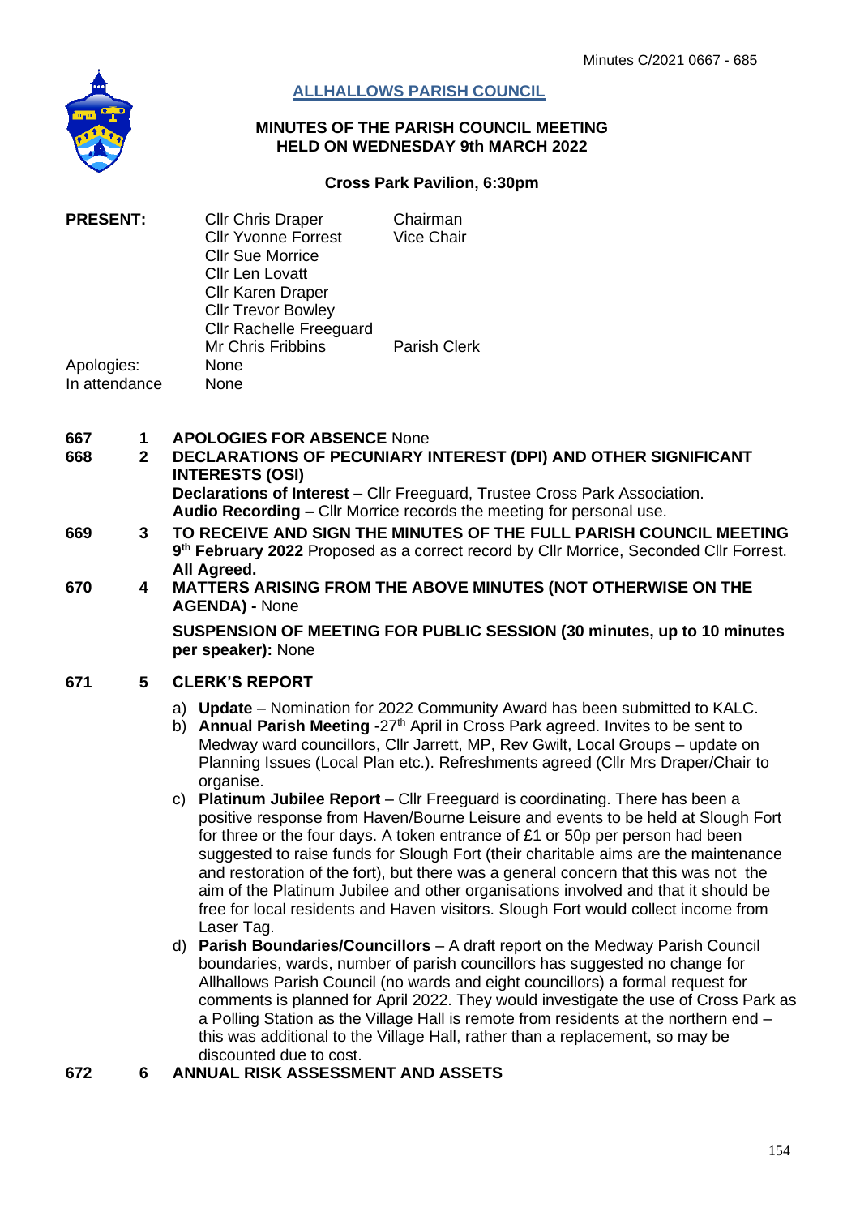Minutes C/2021 0667 - 685

# ALLHALLOWS PARISH COUNCIL

## MINUTES OF THE PARISH COUNCIL MEETING HELD ON WEDNESDAY 9th MARCH 2022

### Cross Park Pavilion, 6:30pm

| | | |
|---|---|---|
| **PRESENT:** | Cllr Chris Draper | Chairman |
| | Cllr Yvonne Forrest | Vice Chair |
| | Cllr Sue Morrice | |
| | Cllr Len Lovatt | |
| | Cllr Karen Draper | |
| | Cllr Trevor Bowley | |
| | Cllr Rachelle Freeguard | |
| | Mr Chris Fribbins | Parish Clerk |
| Apologies: | None | |
| In attendance | None | |

**667 1 APOLOGIES FOR ABSENCE** None

**668 2 DECLARATIONS OF PECUNIARY INTEREST (DPI) AND OTHER SIGNIFICANT INTERESTS (OSI)**

**Declarations of Interest –** Cllr Freeguard, Trustee Cross Park Association.
**Audio Recording –** Cllr Morrice records the meeting for personal use.

**669 3 TO RECEIVE AND SIGN THE MINUTES OF THE FULL PARISH COUNCIL MEETING 9th February 2022** Proposed as a correct record by Cllr Morrice, Seconded Cllr Forrest. **All Agreed.**

**670 4 MATTERS ARISING FROM THE ABOVE MINUTES (NOT OTHERWISE ON THE AGENDA) -** None

**SUSPENSION OF MEETING FOR PUBLIC SESSION (30 minutes, up to 10 minutes per speaker):** None

**671 5 CLERK'S REPORT**

a) **Update** – Nomination for 2022 Community Award has been submitted to KALC.
b) **Annual Parish Meeting** -27th April in Cross Park agreed. Invites to be sent to Medway ward councillors, Cllr Jarrett, MP, Rev Gwilt, Local Groups – update on Planning Issues (Local Plan etc.). Refreshments agreed (Cllr Mrs Draper/Chair to organise.
c) **Platinum Jubilee Report** – Cllr Freeguard is coordinating. There has been a positive response from Haven/Bourne Leisure and events to be held at Slough Fort for three or the four days. A token entrance of £1 or 50p per person had been suggested to raise funds for Slough Fort (their charitable aims are the maintenance and restoration of the fort), but there was a general concern that this was not the aim of the Platinum Jubilee and other organisations involved and that it should be free for local residents and Haven visitors. Slough Fort would collect income from Laser Tag.
d) **Parish Boundaries/Councillors** – A draft report on the Medway Parish Council boundaries, wards, number of parish councillors has suggested no change for Allhallows Parish Council (no wards and eight councillors) a formal request for comments is planned for April 2022. They would investigate the use of Cross Park as a Polling Station as the Village Hall is remote from residents at the northern end – this was additional to the Village Hall, rather than a replacement, so may be discounted due to cost.

**672 6 ANNUAL RISK ASSESSMENT AND ASSETS**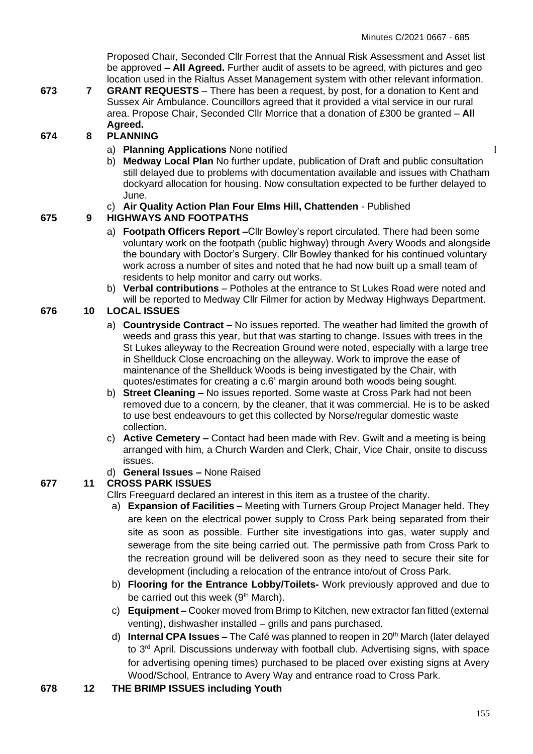Proposed Chair, Seconded Cllr Forrest that the Annual Risk Assessment and Asset list be approved **– All Agreed.** Further audit of assets to be agreed, with pictures and geo location used in the Rialtus Asset Management system with other relevant information.

**673 7 GRANT REQUESTS** – There has been a request, by post, for a donation to Kent and Sussex Air Ambulance. Councillors agreed that it provided a vital service in our rural area. Propose Chair, Seconded Cllr Morrice that a donation of £300 be granted – **All Agreed.**

**674 8 PLANNING**

a) **Planning Applications** None notified

b) **Medway Local Plan** No further update, publication of Draft and public consultation still delayed due to problems with documentation available and issues with Chatham dockyard allocation for housing. Now consultation expected to be further delayed to June.

c) **Air Quality Action Plan Four Elms Hill, Chattenden** - Published

**675 9 HIGHWAYS AND FOOTPATHS**

a) **Footpath Officers Report –**Cllr Bowley's report circulated. There had been some voluntary work on the footpath (public highway) through Avery Woods and alongside the boundary with Doctor's Surgery. Cllr Bowley thanked for his continued voluntary work across a number of sites and noted that he had now built up a small team of residents to help monitor and carry out works.

b) **Verbal contributions** – Potholes at the entrance to St Lukes Road were noted and will be reported to Medway Cllr Filmer for action by Medway Highways Department.

**676 10 LOCAL ISSUES**

a) **Countryside Contract –** No issues reported. The weather had limited the growth of weeds and grass this year, but that was starting to change. Issues with trees in the St Lukes alleyway to the Recreation Ground were noted, especially with a large tree in Shellduck Close encroaching on the alleyway. Work to improve the ease of maintenance of the Shellduck Woods is being investigated by the Chair, with quotes/estimates for creating a c.6' margin around both woods being sought.

b) **Street Cleaning –** No issues reported. Some waste at Cross Park had not been removed due to a concern, by the cleaner, that it was commercial. He is to be asked to use best endeavours to get this collected by Norse/regular domestic waste collection.

c) **Active Cemetery –** Contact had been made with Rev. Gwilt and a meeting is being arranged with him, a Church Warden and Clerk, Chair, Vice Chair, onsite to discuss issues.

d) **General Issues –** None Raised

**677 11 CROSS PARK ISSUES**

Cllrs Freeguard declared an interest in this item as a trustee of the charity.

a) **Expansion of Facilities –** Meeting with Turners Group Project Manager held. They are keen on the electrical power supply to Cross Park being separated from their site as soon as possible. Further site investigations into gas, water supply and sewerage from the site being carried out. The permissive path from Cross Park to the recreation ground will be delivered soon as they need to secure their site for development (including a relocation of the entrance into/out of Cross Park.

b) **Flooring for the Entrance Lobby/Toilets-** Work previously approved and due to be carried out this week (9th March).

c) **Equipment –** Cooker moved from Brimp to Kitchen, new extractor fan fitted (external venting), dishwasher installed – grills and pans purchased.

d) **Internal CPA Issues –** The Café was planned to reopen in 20th March (later delayed to 3rd April. Discussions underway with football club. Advertising signs, with space for advertising opening times) purchased to be placed over existing signs at Avery Wood/School, Entrance to Avery Way and entrance road to Cross Park.

**678 12 THE BRIMP ISSUES including Youth**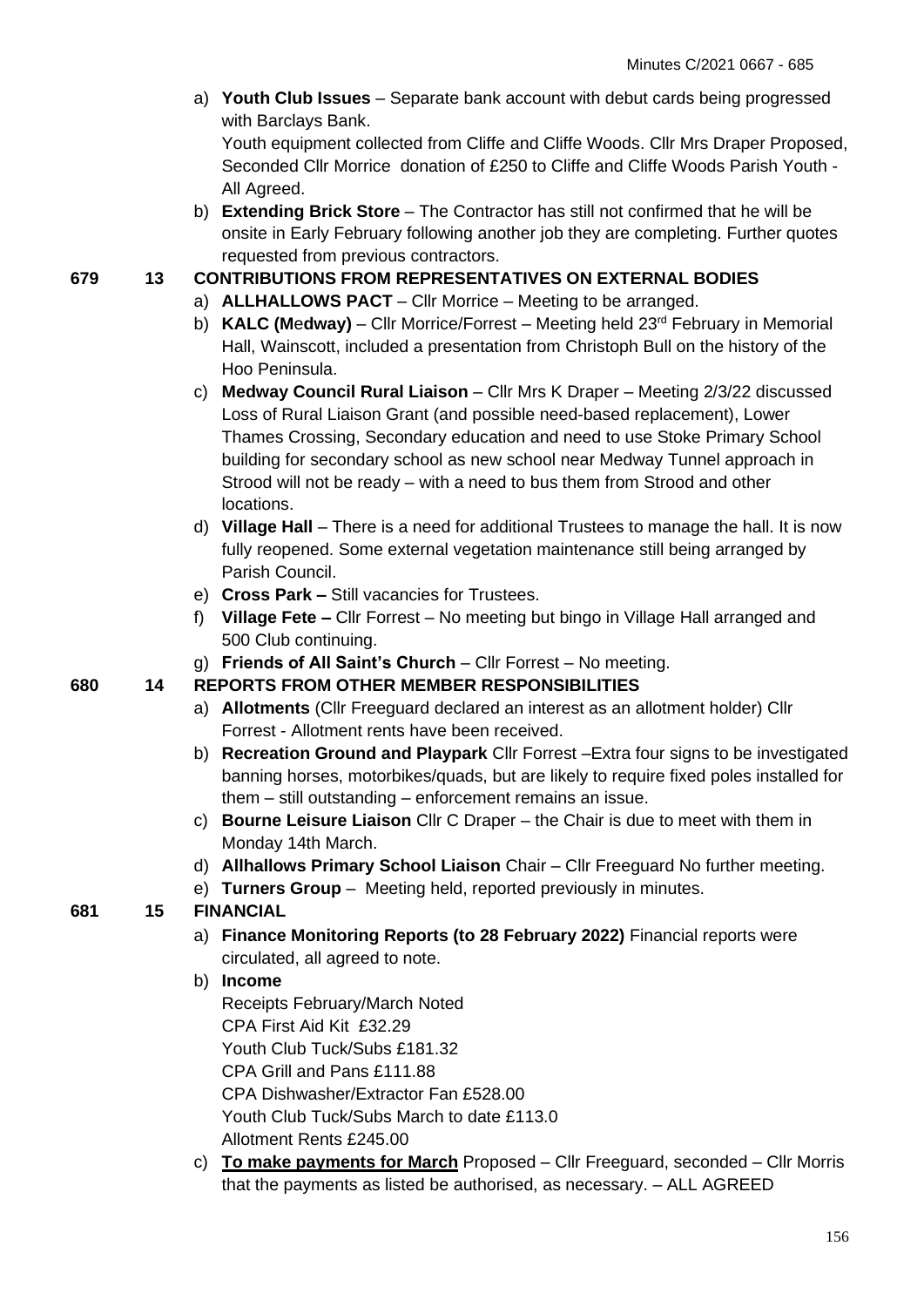a) **Youth Club Issues** – Separate bank account with debut cards being progressed with Barclays Bank.
   Youth equipment collected from Cliffe and Cliffe Woods. Cllr Mrs Draper Proposed, Seconded Cllr Morrice donation of £250 to Cliffe and Cliffe Woods Parish Youth - All Agreed.
b) **Extending Brick Store** – The Contractor has still not confirmed that he will be onsite in Early February following another job they are completing. Further quotes requested from previous contractors.

**679 13 CONTRIBUTIONS FROM REPRESENTATIVES ON EXTERNAL BODIES**

a) **ALLHALLOWS PACT** – Cllr Morrice – Meeting to be arranged.
b) **KALC (Medway)** – Cllr Morrice/Forrest – Meeting held 23rd February in Memorial Hall, Wainscott, included a presentation from Christoph Bull on the history of the Hoo Peninsula.
c) **Medway Council Rural Liaison** – Cllr Mrs K Draper – Meeting 2/3/22 discussed Loss of Rural Liaison Grant (and possible need-based replacement), Lower Thames Crossing, Secondary education and need to use Stoke Primary School building for secondary school as new school near Medway Tunnel approach in Strood will not be ready – with a need to bus them from Strood and other locations.
d) **Village Hall** – There is a need for additional Trustees to manage the hall. It is now fully reopened. Some external vegetation maintenance still being arranged by Parish Council.
e) **Cross Park –** Still vacancies for Trustees.
f) **Village Fete –** Cllr Forrest – No meeting but bingo in Village Hall arranged and 500 Club continuing.
g) **Friends of All Saint's Church** – Cllr Forrest – No meeting.

**680 14 REPORTS FROM OTHER MEMBER RESPONSIBILITIES**

a) **Allotments** (Cllr Freeguard declared an interest as an allotment holder) Cllr Forrest - Allotment rents have been received.
b) **Recreation Ground and Playpark** Cllr Forrest –Extra four signs to be investigated banning horses, motorbikes/quads, but are likely to require fixed poles installed for them – still outstanding – enforcement remains an issue.
c) **Bourne Leisure Liaison** Cllr C Draper – the Chair is due to meet with them in Monday 14th March.
d) **Allhallows Primary School Liaison** Chair – Cllr Freeguard No further meeting.
e) **Turners Group** – Meeting held, reported previously in minutes.

**681 15 FINANCIAL**

a) **Finance Monitoring Reports (to 28 February 2022)** Financial reports were circulated, all agreed to note.
b) **Income**
   Receipts February/March Noted
   CPA First Aid Kit £32.29
   Youth Club Tuck/Subs £181.32
   CPA Grill and Pans £111.88
   CPA Dishwasher/Extractor Fan £528.00
   Youth Club Tuck/Subs March to date £113.0
   Allotment Rents £245.00
c) **To make payments for March** Proposed – Cllr Freeguard, seconded – Cllr Morris that the payments as listed be authorised, as necessary. – ALL AGREED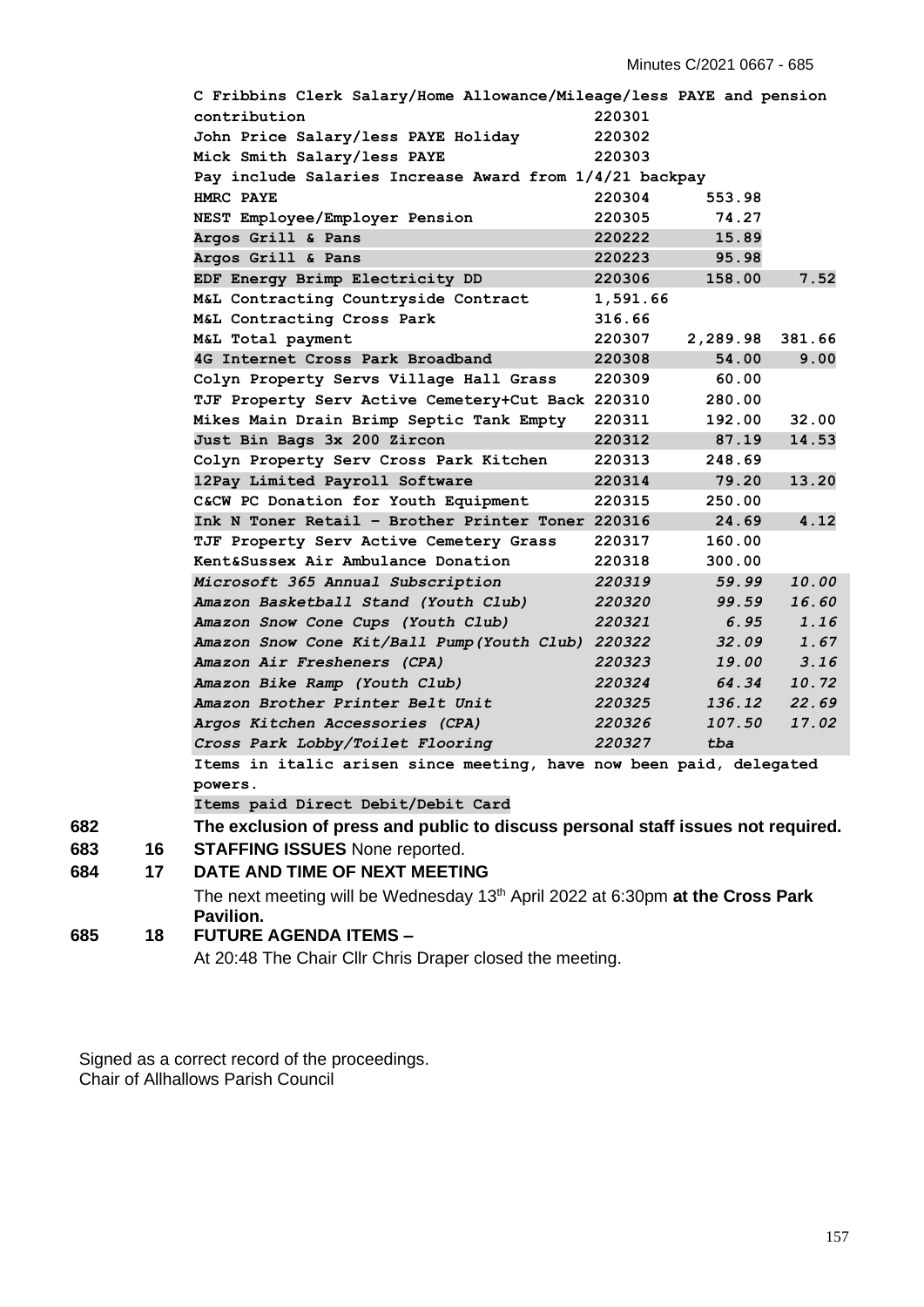| | | | |
|---|---|---|---|
| **C Fribbins Clerk Salary/Home Allowance/Mileage/less PAYE and pension contribution** | **220301** | | |
| **John Price Salary/less PAYE Holiday** | **220302** | | |
| **Mick Smith Salary/less PAYE** | **220303** | | |
| **Pay include Salaries Increase Award from 1/4/21 backpay** | | | |
| **HMRC PAYE** | **220304** | **553.98** | |
| **NEST Employee/Employer Pension** | **220305** | **74.27** | |
| **Argos Grill & Pans** | **220222** | **15.89** | |
| **Argos Grill & Pans** | **220223** | **95.98** | |
| **EDF Energy Brimp Electricity DD** | **220306** | **158.00** | **7.52** |
| **M&L Contracting Countryside Contract** | **1,591.66** | | |
| **M&L Contracting Cross Park** | **316.66** | | |
| **M&L Total payment** | **220307** | **2,289.98** | **381.66** |
| **4G Internet Cross Park Broadband** | **220308** | **54.00** | **9.00** |
| **Colyn Property Servs Village Hall Grass** | **220309** | **60.00** | |
| **TJF Property Serv Active Cemetery+Cut Back** | **220310** | **280.00** | |
| **Mikes Main Drain Brimp Septic Tank Empty** | **220311** | **192.00** | **32.00** |
| **Just Bin Bags 3x 200 Zircon** | **220312** | **87.19** | **14.53** |
| **Colyn Property Serv Cross Park Kitchen** | **220313** | **248.69** | |
| **12Pay Limited Payroll Software** | **220314** | **79.20** | **13.20** |
| **C&CW PC Donation for Youth Equipment** | **220315** | **250.00** | |
| **Ink N Toner Retail - Brother Printer Toner** | **220316** | **24.69** | **4.12** |
| **TJF Property Serv Active Cemetery Grass** | **220317** | **160.00** | |
| **Kent&Sussex Air Ambulance Donation** | **220318** | **300.00** | |
| ***Microsoft 365 Annual Subscription*** | ***220319*** | ***59.99*** | ***10.00*** |
| ***Amazon Basketball Stand (Youth Club)*** | ***220320*** | ***99.59*** | ***16.60*** |
| ***Amazon Snow Cone Cups (Youth Club)*** | ***220321*** | ***6.95*** | ***1.16*** |
| ***Amazon Snow Cone Kit/Ball Pump(Youth Club)*** | ***220322*** | ***32.09*** | ***1.67*** |
| ***Amazon Air Fresheners (CPA)*** | ***220323*** | ***19.00*** | ***3.16*** |
| ***Amazon Bike Ramp (Youth Club)*** | ***220324*** | ***64.34*** | ***10.72*** |
| ***Amazon Brother Printer Belt Unit*** | ***220325*** | ***136.12*** | ***22.69*** |
| ***Argos Kitchen Accessories (CPA)*** | ***220326*** | ***107.50*** | ***17.02*** |
| ***Cross Park Lobby/Toilet Flooring*** | ***220327*** | ***tba*** | |

**Items in italic arisen since meeting, have now been paid, delegated powers.**

**Items paid Direct Debit/Debit Card**

**682** **The exclusion of press and public to discuss personal staff issues not required.**

**683 16 STAFFING ISSUES** None reported.

**684 17 DATE AND TIME OF NEXT MEETING**

The next meeting will be Wednesday 13th April 2022 at 6:30pm **at the Cross Park Pavilion.**

**685 18 FUTURE AGENDA ITEMS –**

At 20:48 The Chair Cllr Chris Draper closed the meeting.

Signed as a correct record of the proceedings.
Chair of Allhallows Parish Council